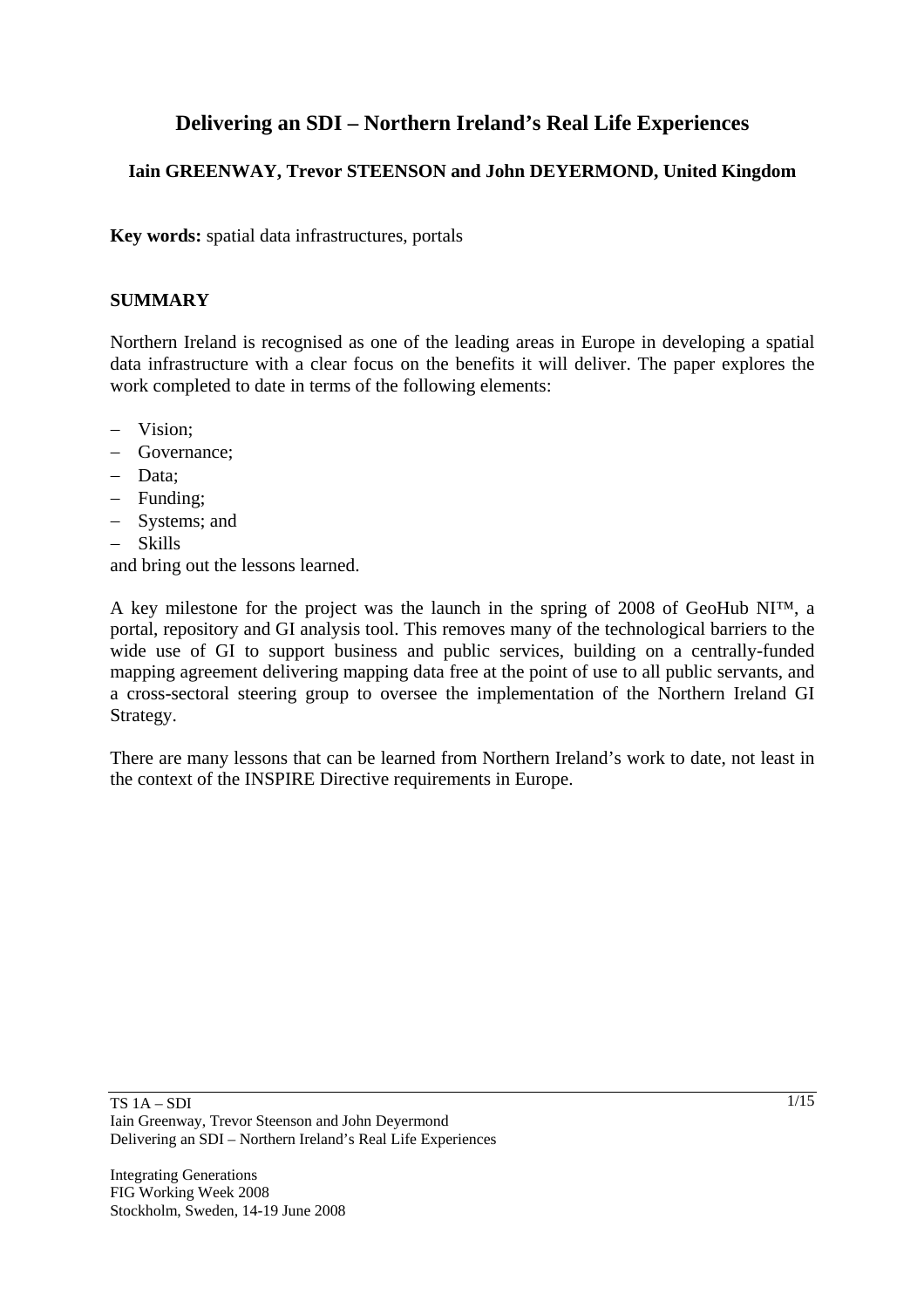# Delivering an SDI – Northern Ireland's Real Life Experiences

**Iain GREENWAY, Trevor STEENSON and John DEYERMOND, United Kingdom**

**Key words:** spatial data infrastructures, portals

## SUMMARY

Northern Ireland is recognised as one of the leading areas in Europe in developing a spatial data infrastructure with a clear focus on the benefits it will deliver. The paper explores the work completed to date in terms of the following elements:

- Vision;
- Governance;
- Data;
- Funding;
- Systems; and
- Skills

and bring out the lessons learned.

A key milestone for the project was the launch in the spring of 2008 of GeoHub NI™, a portal, repository and GI analysis tool. This removes many of the technological barriers to the wide use of GI to support business and public services, building on a centrally-funded mapping agreement delivering mapping data free at the point of use to all public servants, and a cross-sectoral steering group to oversee the implementation of the Northern Ireland GI Strategy.

There are many lessons that can be learned from Northern Ireland's work to date, not least in the context of the INSPIRE Directive requirements in Europe.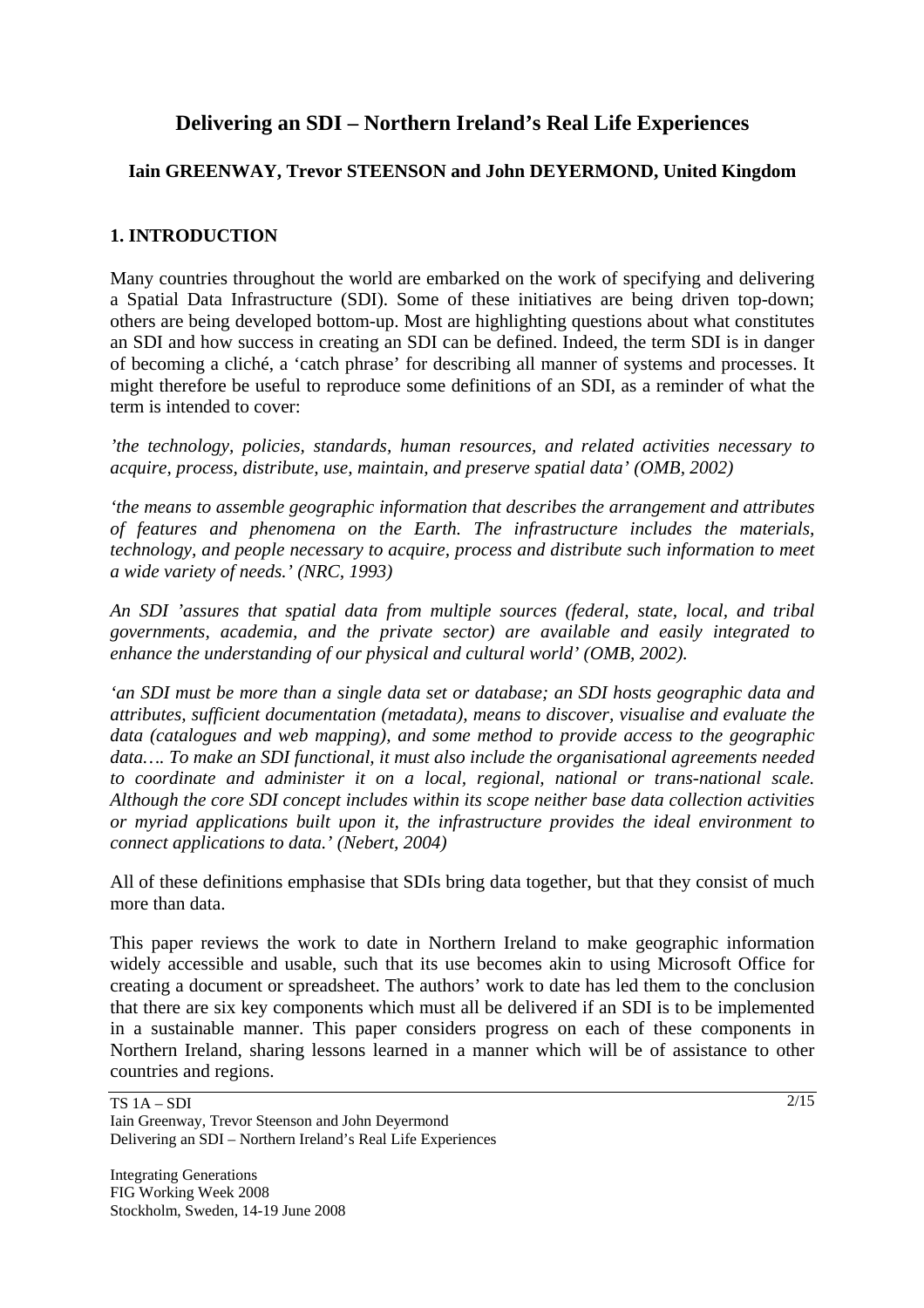# Delivering an SDI – Northern Ireland's Real Life Experiences

**Iain GREENWAY, Trevor STEENSON and John DEYERMOND, United Kingdom**

## 1. INTRODUCTION

Many countries throughout the world are embarked on the work of specifying and delivering a Spatial Data Infrastructure (SDI). Some of these initiatives are being driven top-down; others are being developed bottom-up. Most are highlighting questions about what constitutes an SDI and how success in creating an SDI can be defined. Indeed, the term SDI is in danger of becoming a cliché, a 'catch phrase' for describing all manner of systems and processes. It might therefore be useful to reproduce some definitions of an SDI, as a reminder of what the term is intended to cover:

*'the technology, policies, standards, human resources, and related activities necessary to acquire, process, distribute, use, maintain, and preserve spatial data' (OMB, 2002)*

*'the means to assemble geographic information that describes the arrangement and attributes of features and phenomena on the Earth. The infrastructure includes the materials, technology, and people necessary to acquire, process and distribute such information to meet a wide variety of needs.' (NRC, 1993)*

*An SDI 'assures that spatial data from multiple sources (federal, state, local, and tribal governments, academia, and the private sector) are available and easily integrated to enhance the understanding of our physical and cultural world' (OMB, 2002).*

*'an SDI must be more than a single data set or database; an SDI hosts geographic data and attributes, sufficient documentation (metadata), means to discover, visualise and evaluate the data (catalogues and web mapping), and some method to provide access to the geographic data…. To make an SDI functional, it must also include the organisational agreements needed to coordinate and administer it on a local, regional, national or trans-national scale. Although the core SDI concept includes within its scope neither base data collection activities or myriad applications built upon it, the infrastructure provides the ideal environment to connect applications to data.' (Nebert, 2004)*

All of these definitions emphasise that SDIs bring data together, but that they consist of much more than data.

This paper reviews the work to date in Northern Ireland to make geographic information widely accessible and usable, such that its use becomes akin to using Microsoft Office for creating a document or spreadsheet. The authors' work to date has led them to the conclusion that there are six key components which must all be delivered if an SDI is to be implemented in a sustainable manner. This paper considers progress on each of these components in Northern Ireland, sharing lessons learned in a manner which will be of assistance to other countries and regions.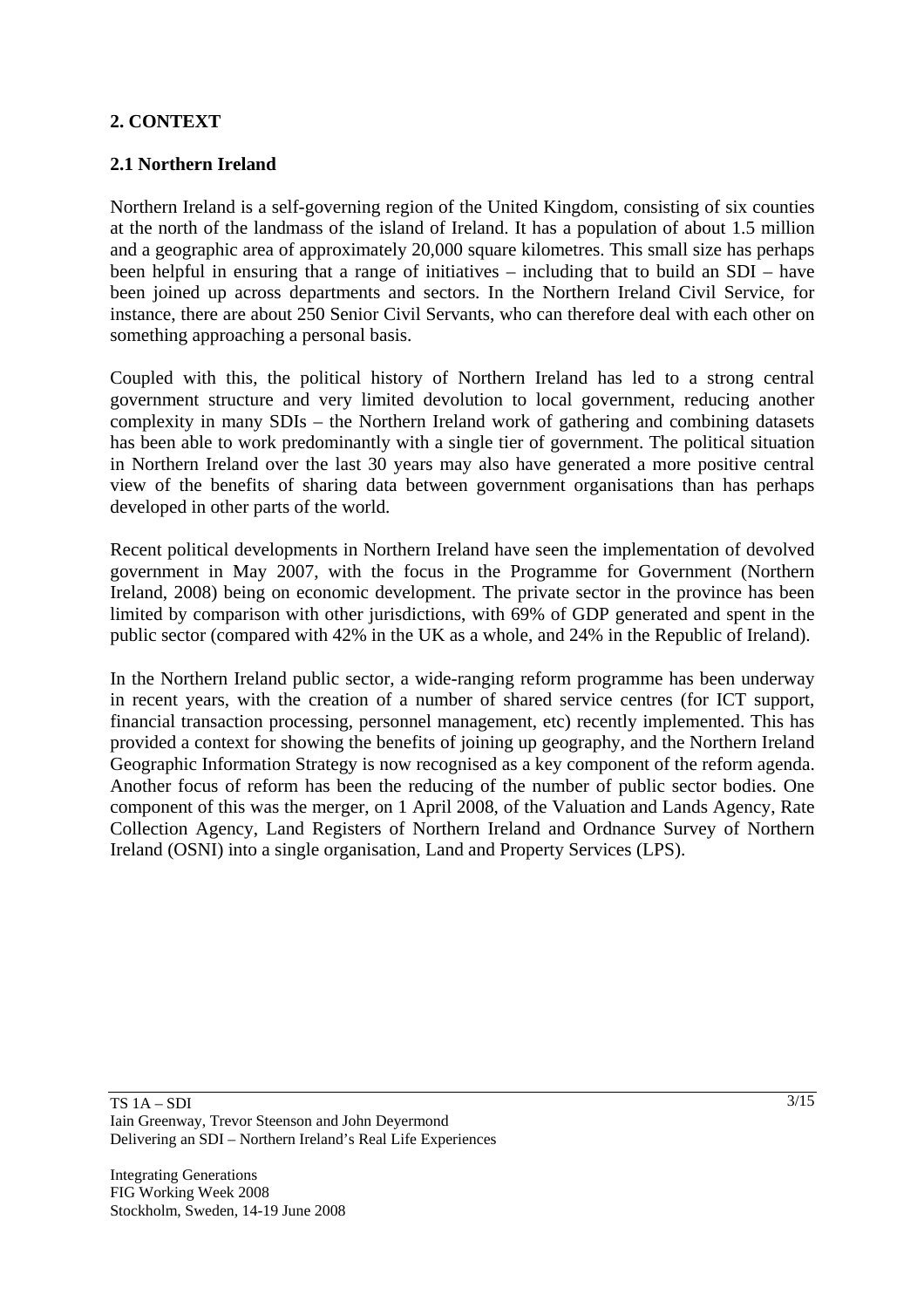## 2. CONTEXT

### 2.1 Northern Ireland

Northern Ireland is a self-governing region of the United Kingdom, consisting of six counties at the north of the landmass of the island of Ireland. It has a population of about 1.5 million and a geographic area of approximately 20,000 square kilometres. This small size has perhaps been helpful in ensuring that a range of initiatives – including that to build an SDI – have been joined up across departments and sectors. In the Northern Ireland Civil Service, for instance, there are about 250 Senior Civil Servants, who can therefore deal with each other on something approaching a personal basis.

Coupled with this, the political history of Northern Ireland has led to a strong central government structure and very limited devolution to local government, reducing another complexity in many SDIs – the Northern Ireland work of gathering and combining datasets has been able to work predominantly with a single tier of government. The political situation in Northern Ireland over the last 30 years may also have generated a more positive central view of the benefits of sharing data between government organisations than has perhaps developed in other parts of the world.

Recent political developments in Northern Ireland have seen the implementation of devolved government in May 2007, with the focus in the Programme for Government (Northern Ireland, 2008) being on economic development. The private sector in the province has been limited by comparison with other jurisdictions, with 69% of GDP generated and spent in the public sector (compared with 42% in the UK as a whole, and 24% in the Republic of Ireland).

In the Northern Ireland public sector, a wide-ranging reform programme has been underway in recent years, with the creation of a number of shared service centres (for ICT support, financial transaction processing, personnel management, etc) recently implemented. This has provided a context for showing the benefits of joining up geography, and the Northern Ireland Geographic Information Strategy is now recognised as a key component of the reform agenda. Another focus of reform has been the reducing of the number of public sector bodies. One component of this was the merger, on 1 April 2008, of the Valuation and Lands Agency, Rate Collection Agency, Land Registers of Northern Ireland and Ordnance Survey of Northern Ireland (OSNI) into a single organisation, Land and Property Services (LPS).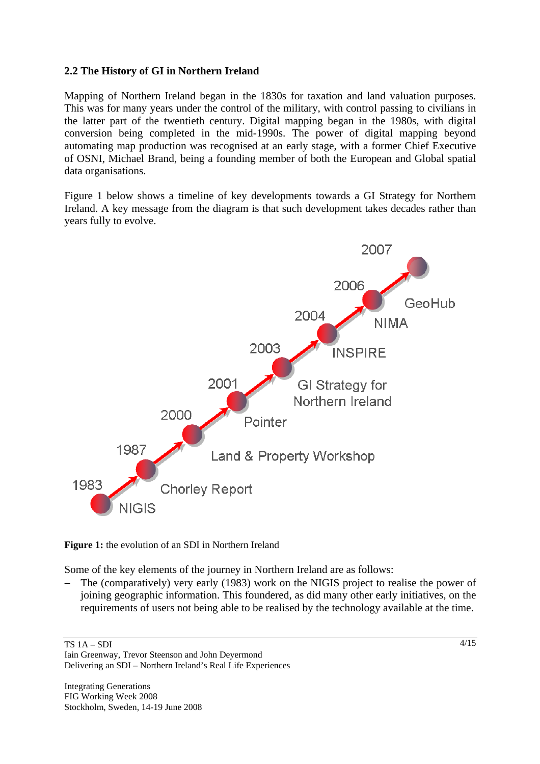### 2.2 The History of GI in Northern Ireland

Mapping of Northern Ireland began in the 1830s for taxation and land valuation purposes. This was for many years under the control of the military, with control passing to civilians in the latter part of the twentieth century. Digital mapping began in the 1980s, with digital conversion being completed in the mid-1990s. The power of digital mapping beyond automating map production was recognised at an early stage, with a former Chief Executive of OSNI, Michael Brand, being a founding member of both the European and Global spatial data organisations.

Figure 1 below shows a timeline of key developments towards a GI Strategy for Northern Ireland. A key message from the diagram is that such development takes decades rather than years fully to evolve.

1983 NIGIS
1987 Chorley Report
2000 Land & Property Workshop
2001 Pointer
2003 GI Strategy for Northern Ireland
2004 INSPIRE
2006 NIMA
2007 GeoHub

**Figure 1:** the evolution of an SDI in Northern Ireland

Some of the key elements of the journey in Northern Ireland are as follows:

- The (comparatively) very early (1983) work on the NIGIS project to realise the power of joining geographic information. This foundered, as did many other early initiatives, on the requirements of users not being able to be realised by the technology available at the time.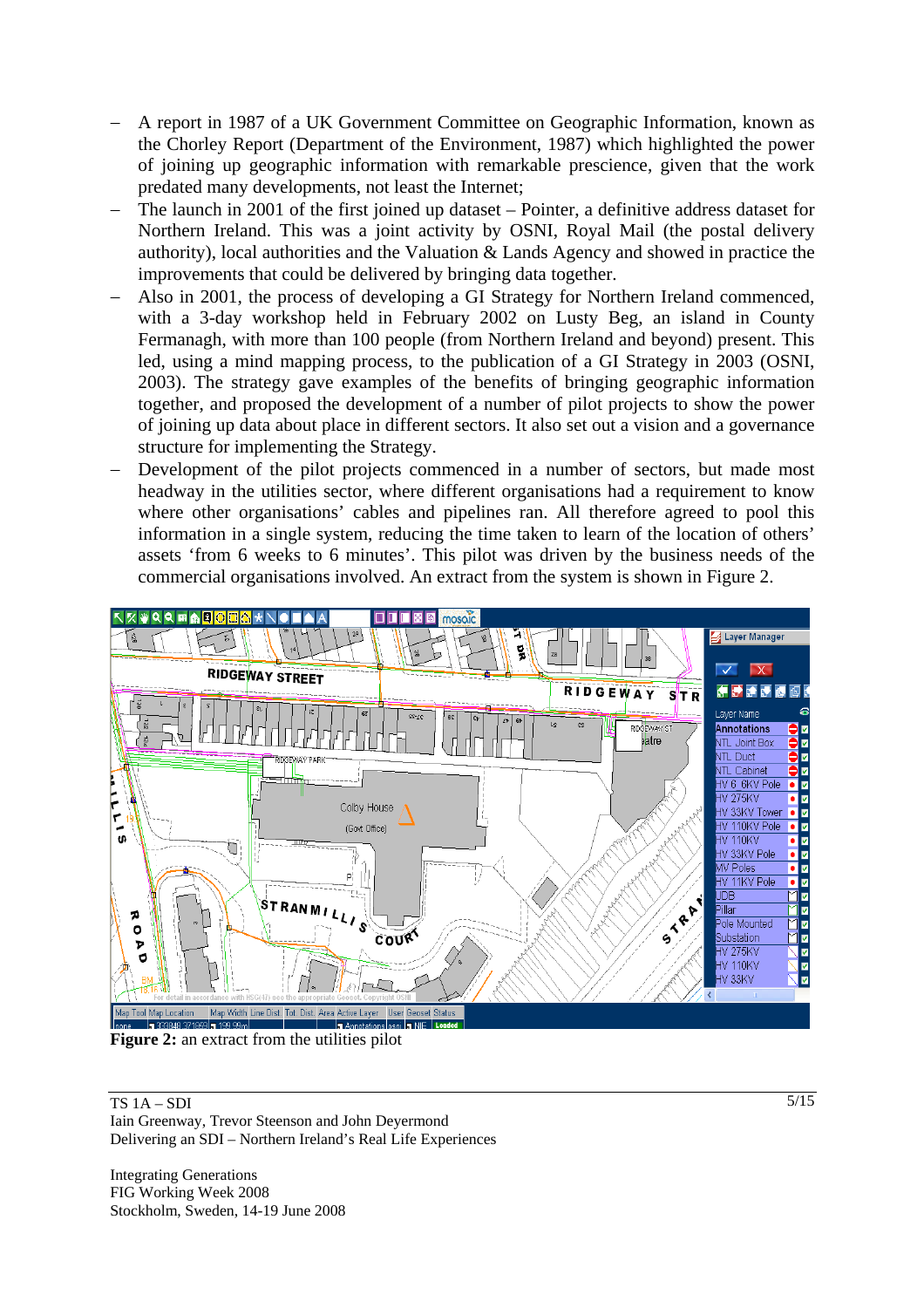- A report in 1987 of a UK Government Committee on Geographic Information, known as the Chorley Report (Department of the Environment, 1987) which highlighted the power of joining up geographic information with remarkable prescience, given that the work predated many developments, not least the Internet;
- The launch in 2001 of the first joined up dataset – Pointer, a definitive address dataset for Northern Ireland. This was a joint activity by OSNI, Royal Mail (the postal delivery authority), local authorities and the Valuation & Lands Agency and showed in practice the improvements that could be delivered by bringing data together.
- Also in 2001, the process of developing a GI Strategy for Northern Ireland commenced, with a 3-day workshop held in February 2002 on Lusty Beg, an island in County Fermanagh, with more than 100 people (from Northern Ireland and beyond) present. This led, using a mind mapping process, to the publication of a GI Strategy in 2003 (OSNI, 2003). The strategy gave examples of the benefits of bringing geographic information together, and proposed the development of a number of pilot projects to show the power of joining up data about place in different sectors. It also set out a vision and a governance structure for implementing the Strategy.
- Development of the pilot projects commenced in a number of sectors, but made most headway in the utilities sector, where different organisations had a requirement to know where other organisations' cables and pipelines ran. All therefore agreed to pool this information in a single system, reducing the time taken to learn of the location of others' assets 'from 6 weeks to 6 minutes'. This pilot was driven by the business needs of the commercial organisations involved. An extract from the system is shown in Figure 2.

**Figure 2:** an extract from the utilities pilot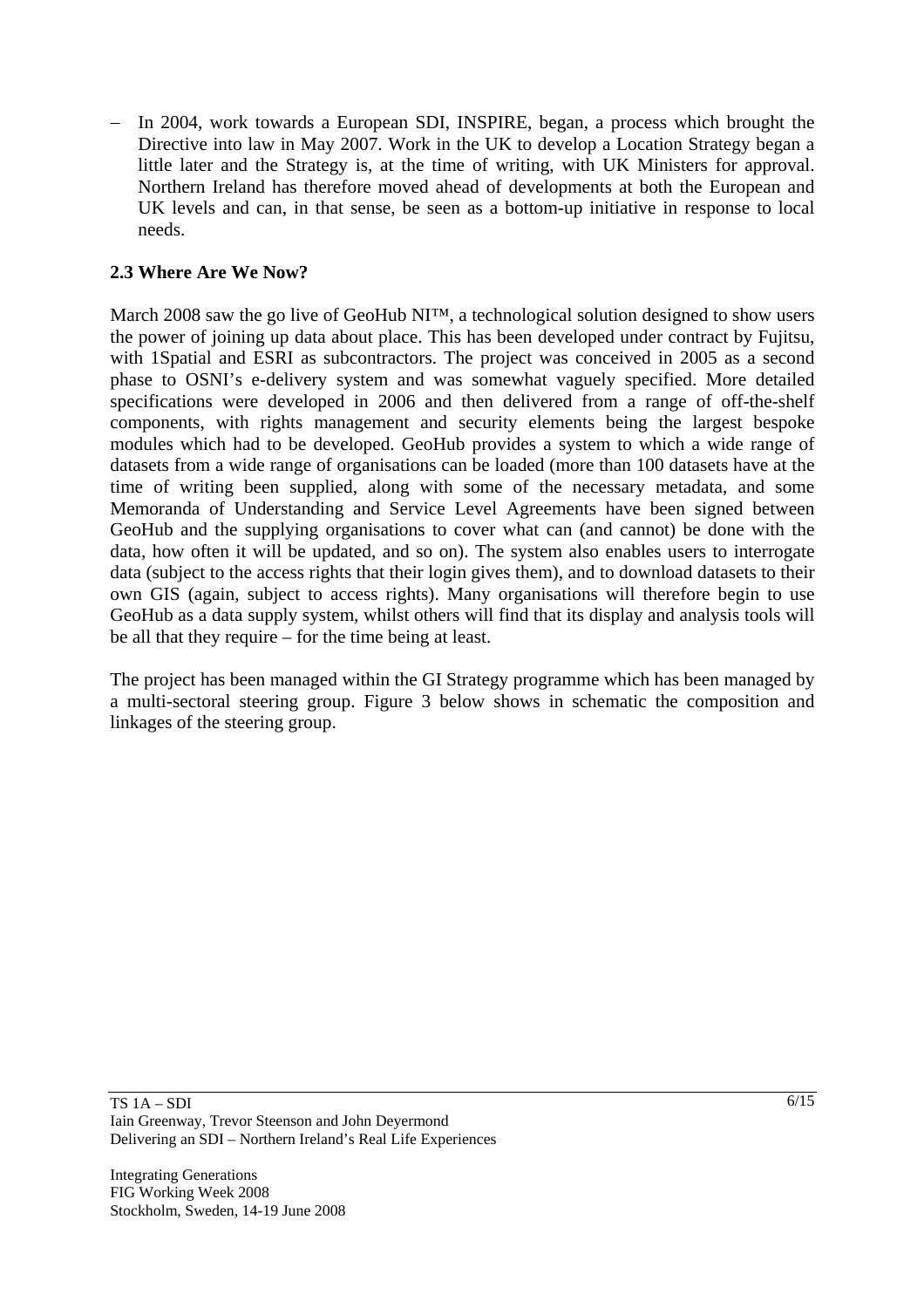- In 2004, work towards a European SDI, INSPIRE, began, a process which brought the Directive into law in May 2007. Work in the UK to develop a Location Strategy began a little later and the Strategy is, at the time of writing, with UK Ministers for approval. Northern Ireland has therefore moved ahead of developments at both the European and UK levels and can, in that sense, be seen as a bottom-up initiative in response to local needs.

### 2.3 Where Are We Now?

March 2008 saw the go live of GeoHub NI™, a technological solution designed to show users the power of joining up data about place. This has been developed under contract by Fujitsu, with 1Spatial and ESRI as subcontractors. The project was conceived in 2005 as a second phase to OSNI's e-delivery system and was somewhat vaguely specified. More detailed specifications were developed in 2006 and then delivered from a range of off-the-shelf components, with rights management and security elements being the largest bespoke modules which had to be developed. GeoHub provides a system to which a wide range of datasets from a wide range of organisations can be loaded (more than 100 datasets have at the time of writing been supplied, along with some of the necessary metadata, and some Memoranda of Understanding and Service Level Agreements have been signed between GeoHub and the supplying organisations to cover what can (and cannot) be done with the data, how often it will be updated, and so on). The system also enables users to interrogate data (subject to the access rights that their login gives them), and to download datasets to their own GIS (again, subject to access rights). Many organisations will therefore begin to use GeoHub as a data supply system, whilst others will find that its display and analysis tools will be all that they require – for the time being at least.

The project has been managed within the GI Strategy programme which has been managed by a multi-sectoral steering group. Figure 3 below shows in schematic the composition and linkages of the steering group.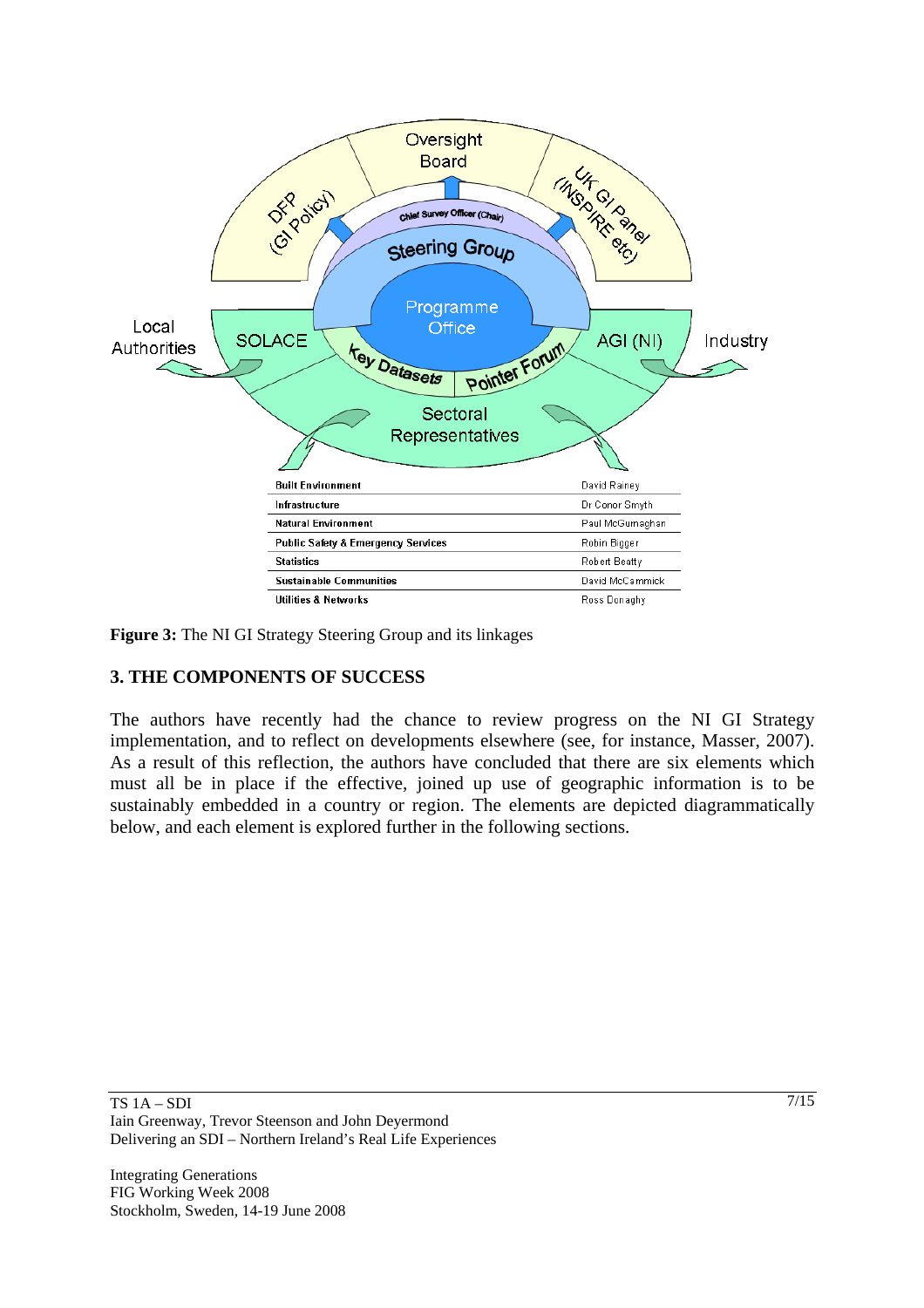| Sector | Representative |
|---|---|
| Built Environment | David Rainey |
| Infrastructure | Dr Conor Smyth |
| Natural Environment | Paul McGurnaghan |
| Public Safety & Emergency Services | Robin Bigger |
| Statistics | Robert Beatty |
| Sustainable Communities | David McCammick |
| Utilities & Networks | Ross Donaghy |

**Figure 3:** The NI GI Strategy Steering Group and its linkages

## 3. THE COMPONENTS OF SUCCESS

The authors have recently had the chance to review progress on the NI GI Strategy implementation, and to reflect on developments elsewhere (see, for instance, Masser, 2007). As a result of this reflection, the authors have concluded that there are six elements which must all be in place if the effective, joined up use of geographic information is to be sustainably embedded in a country or region. The elements are depicted diagrammatically below, and each element is explored further in the following sections.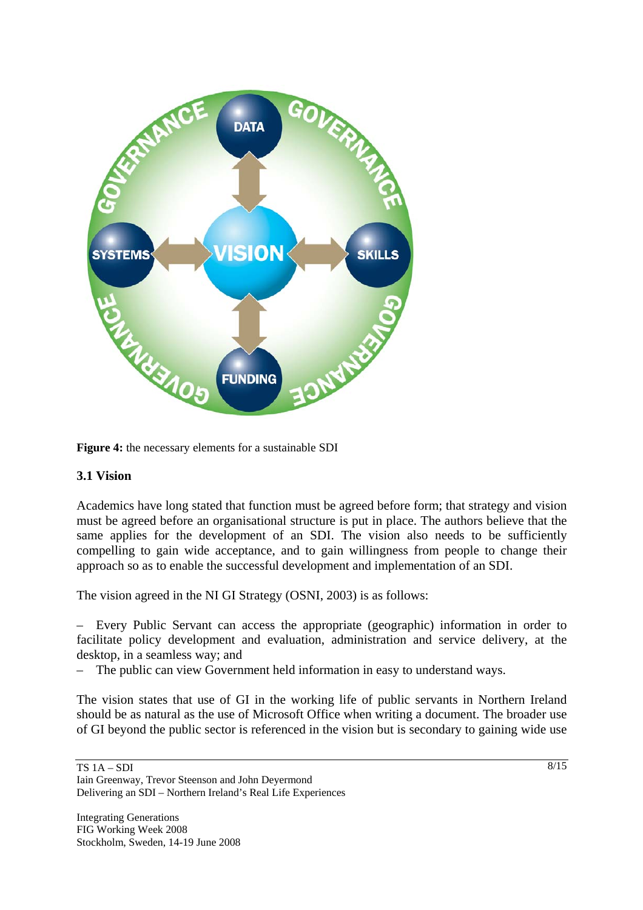**Figure 4:** the necessary elements for a sustainable SDI

### 3.1 Vision

Academics have long stated that function must be agreed before form; that strategy and vision must be agreed before an organisational structure is put in place. The authors believe that the same applies for the development of an SDI. The vision also needs to be sufficiently compelling to gain wide acceptance, and to gain willingness from people to change their approach so as to enable the successful development and implementation of an SDI.

The vision agreed in the NI GI Strategy (OSNI, 2003) is as follows:

– Every Public Servant can access the appropriate (geographic) information in order to facilitate policy development and evaluation, administration and service delivery, at the desktop, in a seamless way; and
– The public can view Government held information in easy to understand ways.

The vision states that use of GI in the working life of public servants in Northern Ireland should be as natural as the use of Microsoft Office when writing a document. The broader use of GI beyond the public sector is referenced in the vision but is secondary to gaining wide use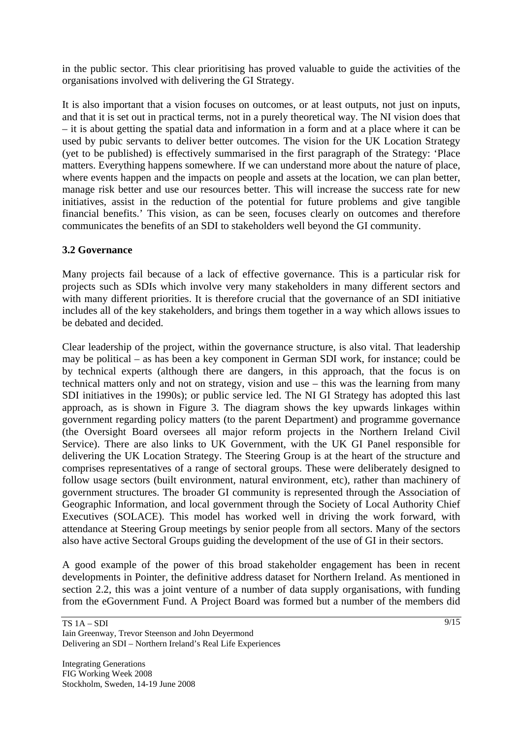in the public sector. This clear prioritising has proved valuable to guide the activities of the organisations involved with delivering the GI Strategy.

It is also important that a vision focuses on outcomes, or at least outputs, not just on inputs, and that it is set out in practical terms, not in a purely theoretical way. The NI vision does that – it is about getting the spatial data and information in a form and at a place where it can be used by pubic servants to deliver better outcomes. The vision for the UK Location Strategy (yet to be published) is effectively summarised in the first paragraph of the Strategy: 'Place matters. Everything happens somewhere. If we can understand more about the nature of place, where events happen and the impacts on people and assets at the location, we can plan better, manage risk better and use our resources better. This will increase the success rate for new initiatives, assist in the reduction of the potential for future problems and give tangible financial benefits.' This vision, as can be seen, focuses clearly on outcomes and therefore communicates the benefits of an SDI to stakeholders well beyond the GI community.

### 3.2 Governance

Many projects fail because of a lack of effective governance. This is a particular risk for projects such as SDIs which involve very many stakeholders in many different sectors and with many different priorities. It is therefore crucial that the governance of an SDI initiative includes all of the key stakeholders, and brings them together in a way which allows issues to be debated and decided.

Clear leadership of the project, within the governance structure, is also vital. That leadership may be political – as has been a key component in German SDI work, for instance; could be by technical experts (although there are dangers, in this approach, that the focus is on technical matters only and not on strategy, vision and use – this was the learning from many SDI initiatives in the 1990s); or public service led. The NI GI Strategy has adopted this last approach, as is shown in Figure 3. The diagram shows the key upwards linkages within government regarding policy matters (to the parent Department) and programme governance (the Oversight Board oversees all major reform projects in the Northern Ireland Civil Service). There are also links to UK Government, with the UK GI Panel responsible for delivering the UK Location Strategy. The Steering Group is at the heart of the structure and comprises representatives of a range of sectoral groups. These were deliberately designed to follow usage sectors (built environment, natural environment, etc), rather than machinery of government structures. The broader GI community is represented through the Association of Geographic Information, and local government through the Society of Local Authority Chief Executives (SOLACE). This model has worked well in driving the work forward, with attendance at Steering Group meetings by senior people from all sectors. Many of the sectors also have active Sectoral Groups guiding the development of the use of GI in their sectors.

A good example of the power of this broad stakeholder engagement has been in recent developments in Pointer, the definitive address dataset for Northern Ireland. As mentioned in section 2.2, this was a joint venture of a number of data supply organisations, with funding from the eGovernment Fund. A Project Board was formed but a number of the members did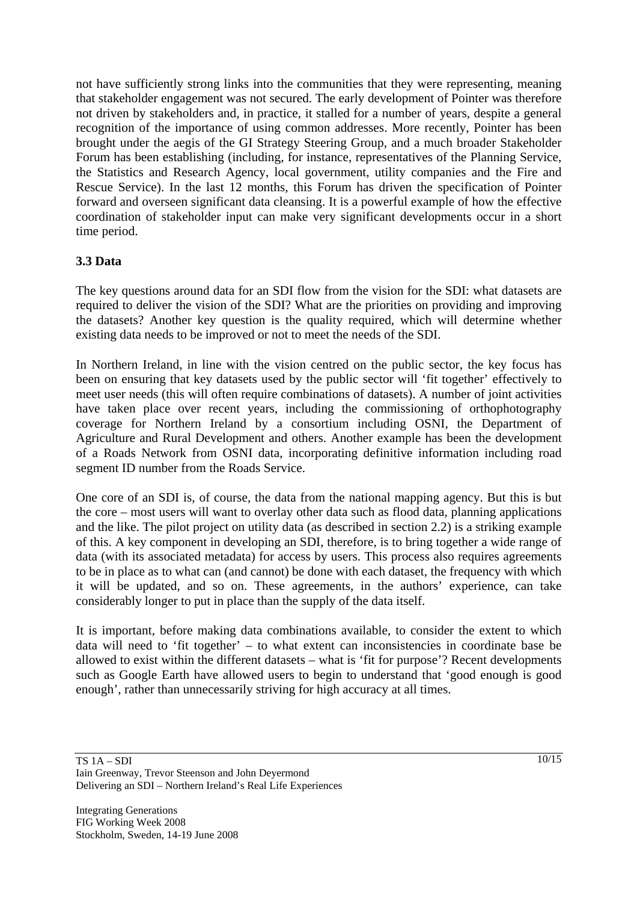not have sufficiently strong links into the communities that they were representing, meaning that stakeholder engagement was not secured. The early development of Pointer was therefore not driven by stakeholders and, in practice, it stalled for a number of years, despite a general recognition of the importance of using common addresses. More recently, Pointer has been brought under the aegis of the GI Strategy Steering Group, and a much broader Stakeholder Forum has been establishing (including, for instance, representatives of the Planning Service, the Statistics and Research Agency, local government, utility companies and the Fire and Rescue Service). In the last 12 months, this Forum has driven the specification of Pointer forward and overseen significant data cleansing. It is a powerful example of how the effective coordination of stakeholder input can make very significant developments occur in a short time period.

### 3.3 Data

The key questions around data for an SDI flow from the vision for the SDI: what datasets are required to deliver the vision of the SDI? What are the priorities on providing and improving the datasets? Another key question is the quality required, which will determine whether existing data needs to be improved or not to meet the needs of the SDI.

In Northern Ireland, in line with the vision centred on the public sector, the key focus has been on ensuring that key datasets used by the public sector will 'fit together' effectively to meet user needs (this will often require combinations of datasets). A number of joint activities have taken place over recent years, including the commissioning of orthophotography coverage for Northern Ireland by a consortium including OSNI, the Department of Agriculture and Rural Development and others. Another example has been the development of a Roads Network from OSNI data, incorporating definitive information including road segment ID number from the Roads Service.

One core of an SDI is, of course, the data from the national mapping agency. But this is but the core – most users will want to overlay other data such as flood data, planning applications and the like. The pilot project on utility data (as described in section 2.2) is a striking example of this. A key component in developing an SDI, therefore, is to bring together a wide range of data (with its associated metadata) for access by users. This process also requires agreements to be in place as to what can (and cannot) be done with each dataset, the frequency with which it will be updated, and so on. These agreements, in the authors' experience, can take considerably longer to put in place than the supply of the data itself.

It is important, before making data combinations available, to consider the extent to which data will need to 'fit together' – to what extent can inconsistencies in coordinate base be allowed to exist within the different datasets – what is 'fit for purpose'? Recent developments such as Google Earth have allowed users to begin to understand that 'good enough is good enough', rather than unnecessarily striving for high accuracy at all times.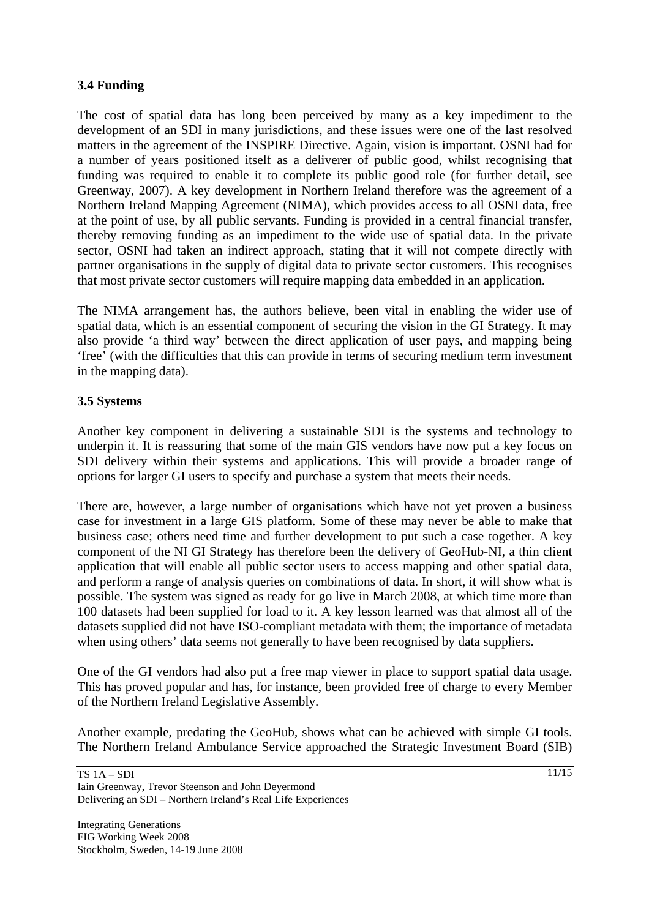### 3.4 Funding

The cost of spatial data has long been perceived by many as a key impediment to the development of an SDI in many jurisdictions, and these issues were one of the last resolved matters in the agreement of the INSPIRE Directive. Again, vision is important. OSNI had for a number of years positioned itself as a deliverer of public good, whilst recognising that funding was required to enable it to complete its public good role (for further detail, see Greenway, 2007). A key development in Northern Ireland therefore was the agreement of a Northern Ireland Mapping Agreement (NIMA), which provides access to all OSNI data, free at the point of use, by all public servants. Funding is provided in a central financial transfer, thereby removing funding as an impediment to the wide use of spatial data. In the private sector, OSNI had taken an indirect approach, stating that it will not compete directly with partner organisations in the supply of digital data to private sector customers. This recognises that most private sector customers will require mapping data embedded in an application.

The NIMA arrangement has, the authors believe, been vital in enabling the wider use of spatial data, which is an essential component of securing the vision in the GI Strategy. It may also provide 'a third way' between the direct application of user pays, and mapping being 'free' (with the difficulties that this can provide in terms of securing medium term investment in the mapping data).

### 3.5 Systems

Another key component in delivering a sustainable SDI is the systems and technology to underpin it. It is reassuring that some of the main GIS vendors have now put a key focus on SDI delivery within their systems and applications. This will provide a broader range of options for larger GI users to specify and purchase a system that meets their needs.

There are, however, a large number of organisations which have not yet proven a business case for investment in a large GIS platform. Some of these may never be able to make that business case; others need time and further development to put such a case together. A key component of the NI GI Strategy has therefore been the delivery of GeoHub-NI, a thin client application that will enable all public sector users to access mapping and other spatial data, and perform a range of analysis queries on combinations of data. In short, it will show what is possible. The system was signed as ready for go live in March 2008, at which time more than 100 datasets had been supplied for load to it. A key lesson learned was that almost all of the datasets supplied did not have ISO-compliant metadata with them; the importance of metadata when using others' data seems not generally to have been recognised by data suppliers.

One of the GI vendors had also put a free map viewer in place to support spatial data usage. This has proved popular and has, for instance, been provided free of charge to every Member of the Northern Ireland Legislative Assembly.

Another example, predating the GeoHub, shows what can be achieved with simple GI tools. The Northern Ireland Ambulance Service approached the Strategic Investment Board (SIB)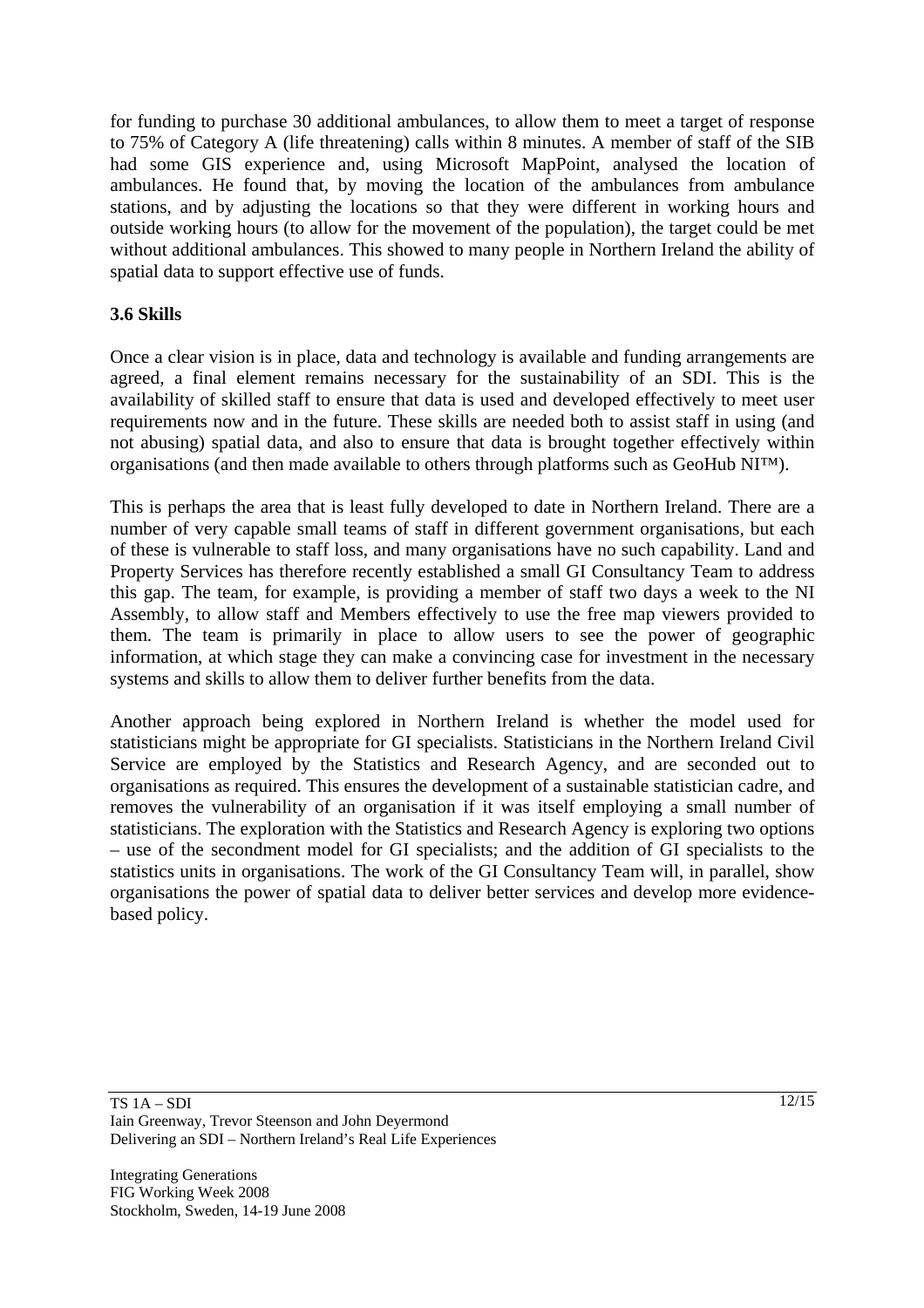for funding to purchase 30 additional ambulances, to allow them to meet a target of response to 75% of Category A (life threatening) calls within 8 minutes. A member of staff of the SIB had some GIS experience and, using Microsoft MapPoint, analysed the location of ambulances. He found that, by moving the location of the ambulances from ambulance stations, and by adjusting the locations so that they were different in working hours and outside working hours (to allow for the movement of the population), the target could be met without additional ambulances. This showed to many people in Northern Ireland the ability of spatial data to support effective use of funds.

### 3.6 Skills

Once a clear vision is in place, data and technology is available and funding arrangements are agreed, a final element remains necessary for the sustainability of an SDI. This is the availability of skilled staff to ensure that data is used and developed effectively to meet user requirements now and in the future. These skills are needed both to assist staff in using (and not abusing) spatial data, and also to ensure that data is brought together effectively within organisations (and then made available to others through platforms such as GeoHub NI™).

This is perhaps the area that is least fully developed to date in Northern Ireland. There are a number of very capable small teams of staff in different government organisations, but each of these is vulnerable to staff loss, and many organisations have no such capability. Land and Property Services has therefore recently established a small GI Consultancy Team to address this gap. The team, for example, is providing a member of staff two days a week to the NI Assembly, to allow staff and Members effectively to use the free map viewers provided to them. The team is primarily in place to allow users to see the power of geographic information, at which stage they can make a convincing case for investment in the necessary systems and skills to allow them to deliver further benefits from the data.

Another approach being explored in Northern Ireland is whether the model used for statisticians might be appropriate for GI specialists. Statisticians in the Northern Ireland Civil Service are employed by the Statistics and Research Agency, and are seconded out to organisations as required. This ensures the development of a sustainable statistician cadre, and removes the vulnerability of an organisation if it was itself employing a small number of statisticians. The exploration with the Statistics and Research Agency is exploring two options – use of the secondment model for GI specialists; and the addition of GI specialists to the statistics units in organisations. The work of the GI Consultancy Team will, in parallel, show organisations the power of spatial data to deliver better services and develop more evidence-based policy.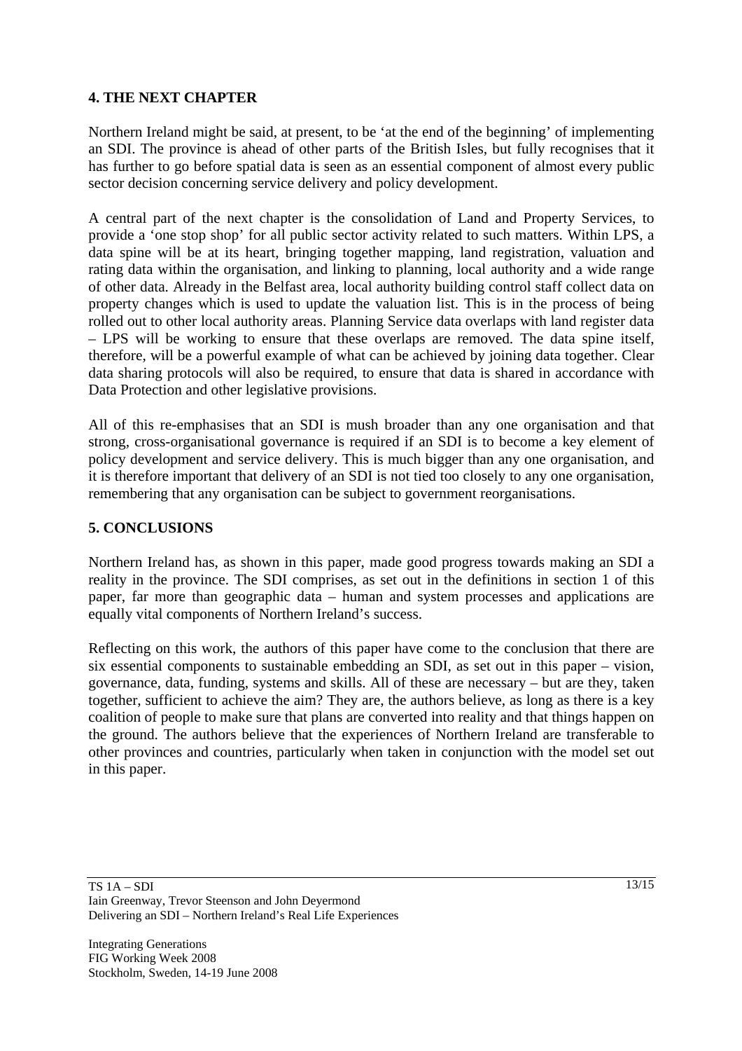## 4. THE NEXT CHAPTER

Northern Ireland might be said, at present, to be 'at the end of the beginning' of implementing an SDI. The province is ahead of other parts of the British Isles, but fully recognises that it has further to go before spatial data is seen as an essential component of almost every public sector decision concerning service delivery and policy development.

A central part of the next chapter is the consolidation of Land and Property Services, to provide a 'one stop shop' for all public sector activity related to such matters. Within LPS, a data spine will be at its heart, bringing together mapping, land registration, valuation and rating data within the organisation, and linking to planning, local authority and a wide range of other data. Already in the Belfast area, local authority building control staff collect data on property changes which is used to update the valuation list. This is in the process of being rolled out to other local authority areas. Planning Service data overlaps with land register data – LPS will be working to ensure that these overlaps are removed. The data spine itself, therefore, will be a powerful example of what can be achieved by joining data together. Clear data sharing protocols will also be required, to ensure that data is shared in accordance with Data Protection and other legislative provisions.

All of this re-emphasises that an SDI is mush broader than any one organisation and that strong, cross-organisational governance is required if an SDI is to become a key element of policy development and service delivery. This is much bigger than any one organisation, and it is therefore important that delivery of an SDI is not tied too closely to any one organisation, remembering that any organisation can be subject to government reorganisations.

## 5. CONCLUSIONS

Northern Ireland has, as shown in this paper, made good progress towards making an SDI a reality in the province. The SDI comprises, as set out in the definitions in section 1 of this paper, far more than geographic data – human and system processes and applications are equally vital components of Northern Ireland's success.

Reflecting on this work, the authors of this paper have come to the conclusion that there are six essential components to sustainable embedding an SDI, as set out in this paper – vision, governance, data, funding, systems and skills. All of these are necessary – but are they, taken together, sufficient to achieve the aim? They are, the authors believe, as long as there is a key coalition of people to make sure that plans are converted into reality and that things happen on the ground. The authors believe that the experiences of Northern Ireland are transferable to other provinces and countries, particularly when taken in conjunction with the model set out in this paper.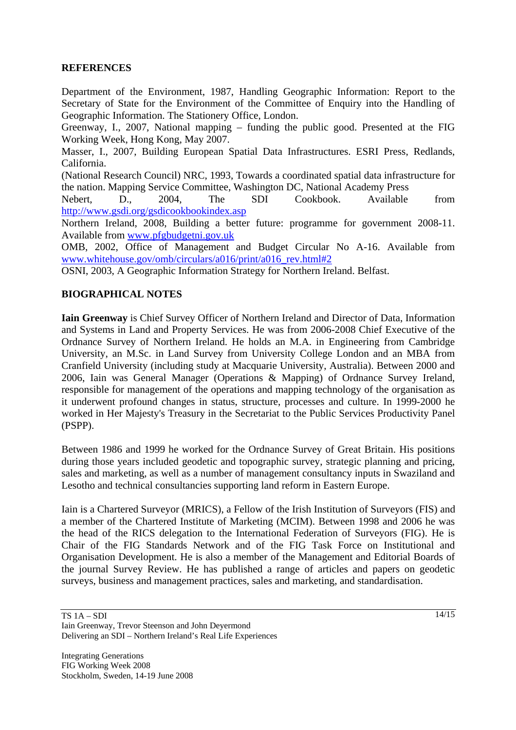## REFERENCES

Department of the Environment, 1987, Handling Geographic Information: Report to the Secretary of State for the Environment of the Committee of Enquiry into the Handling of Geographic Information. The Stationery Office, London.

Greenway, I., 2007, National mapping – funding the public good. Presented at the FIG Working Week, Hong Kong, May 2007.

Masser, I., 2007, Building European Spatial Data Infrastructures. ESRI Press, Redlands, California.

(National Research Council) NRC, 1993, Towards a coordinated spatial data infrastructure for the nation. Mapping Service Committee, Washington DC, National Academy Press

Nebert, D., 2004, The SDI Cookbook. Available from http://www.gsdi.org/gsdicookbookindex.asp

Northern Ireland, 2008, Building a better future: programme for government 2008-11. Available from www.pfgbudgetni.gov.uk

OMB, 2002, Office of Management and Budget Circular No A-16. Available from www.whitehouse.gov/omb/circulars/a016/print/a016_rev.html#2

OSNI, 2003, A Geographic Information Strategy for Northern Ireland. Belfast.

## BIOGRAPHICAL NOTES

**Iain Greenway** is Chief Survey Officer of Northern Ireland and Director of Data, Information and Systems in Land and Property Services. He was from 2006-2008 Chief Executive of the Ordnance Survey of Northern Ireland. He holds an M.A. in Engineering from Cambridge University, an M.Sc. in Land Survey from University College London and an MBA from Cranfield University (including study at Macquarie University, Australia). Between 2000 and 2006, Iain was General Manager (Operations & Mapping) of Ordnance Survey Ireland, responsible for management of the operations and mapping technology of the organisation as it underwent profound changes in status, structure, processes and culture. In 1999-2000 he worked in Her Majesty's Treasury in the Secretariat to the Public Services Productivity Panel (PSPP).

Between 1986 and 1999 he worked for the Ordnance Survey of Great Britain. His positions during those years included geodetic and topographic survey, strategic planning and pricing, sales and marketing, as well as a number of management consultancy inputs in Swaziland and Lesotho and technical consultancies supporting land reform in Eastern Europe.

Iain is a Chartered Surveyor (MRICS), a Fellow of the Irish Institution of Surveyors (FIS) and a member of the Chartered Institute of Marketing (MCIM). Between 1998 and 2006 he was the head of the RICS delegation to the International Federation of Surveyors (FIG). He is Chair of the FIG Standards Network and of the FIG Task Force on Institutional and Organisation Development. He is also a member of the Management and Editorial Boards of the journal Survey Review. He has published a range of articles and papers on geodetic surveys, business and management practices, sales and marketing, and standardisation.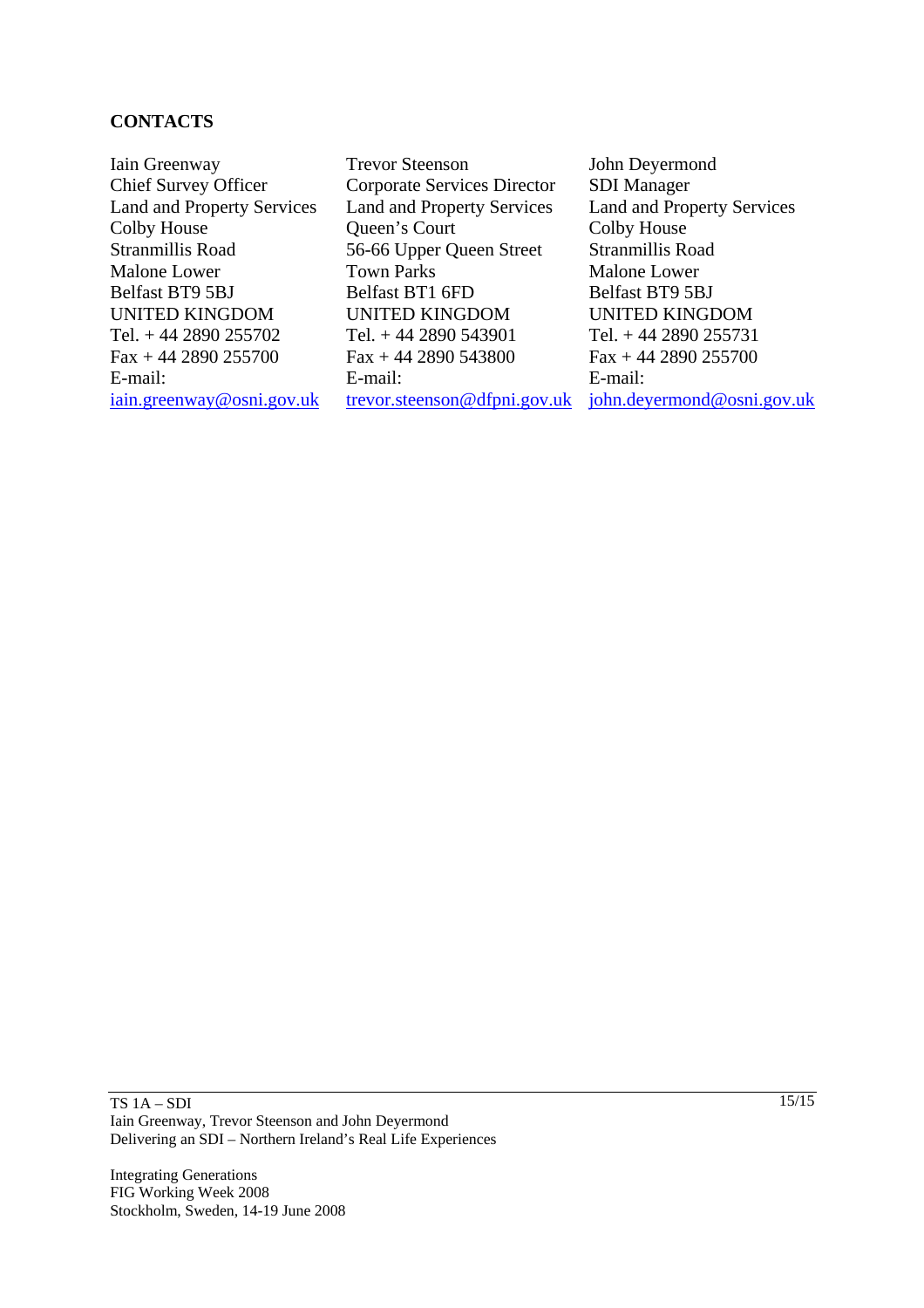## CONTACTS

Iain Greenway
Chief Survey Officer
Land and Property Services
Colby House
Stranmillis Road
Malone Lower
Belfast BT9 5BJ
UNITED KINGDOM
Tel. + 44 2890 255702
Fax + 44 2890 255700
E-mail:
iain.greenway@osni.gov.uk

Trevor Steenson
Corporate Services Director
Land and Property Services
Queen's Court
56-66 Upper Queen Street
Town Parks
Belfast BT1 6FD
UNITED KINGDOM
Tel. + 44 2890 543901
Fax + 44 2890 543800
E-mail:
trevor.steenson@dfpni.gov.uk

John Deyermond
SDI Manager
Land and Property Services
Colby House
Stranmillis Road
Malone Lower
Belfast BT9 5BJ
UNITED KINGDOM
Tel. + 44 2890 255731
Fax + 44 2890 255700
E-mail:
john.deyermond@osni.gov.uk